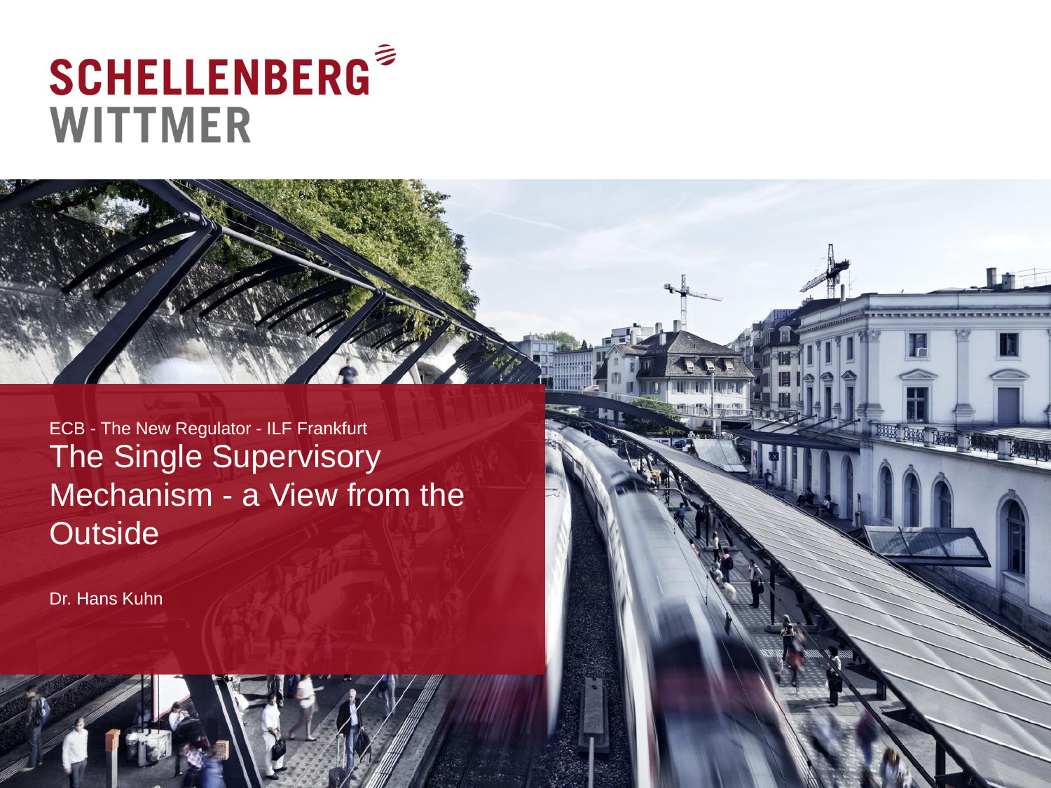SCHELLENBERG WITTMER

ECB - The New Regulator - ILF Frankfurt

# The Single Supervisory Mechanism - a View from the Outside

Dr. Hans Kuhn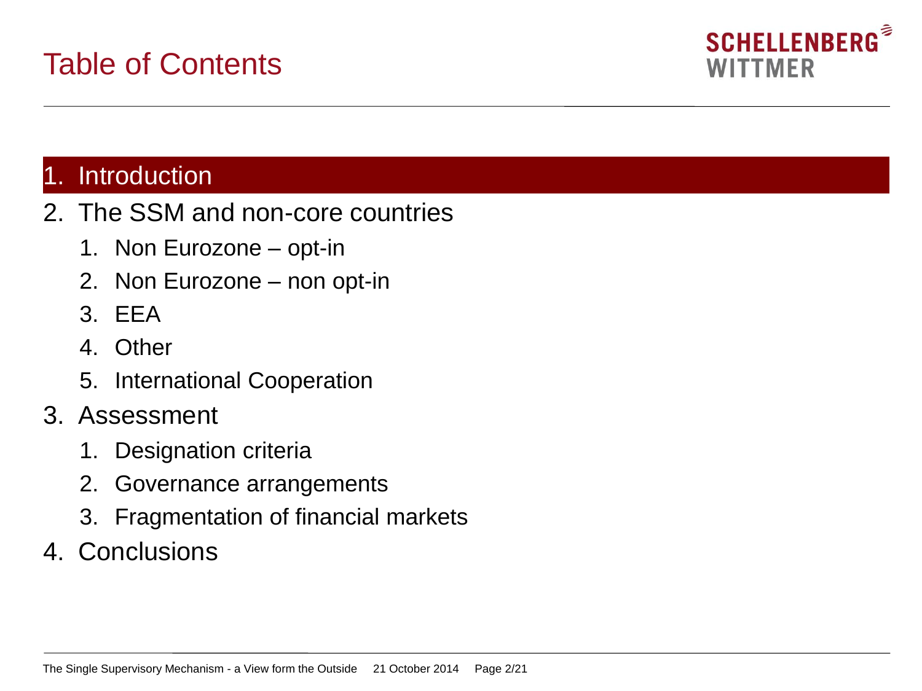# Table of Contents

1. Introduction
2. The SSM and non-core countries
   1. Non Eurozone – opt-in
   2. Non Eurozone – non opt-in
   3. EEA
   4. Other
   5. International Cooperation
3. Assessment
   1. Designation criteria
   2. Governance arrangements
   3. Fragmentation of financial markets
4. Conclusions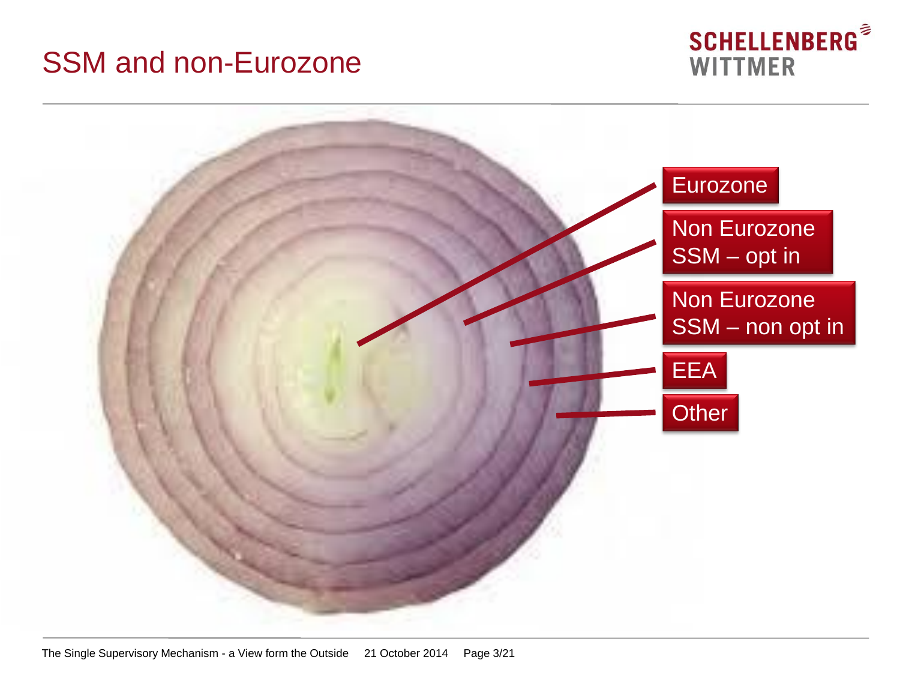# SSM and non-Eurozone

- Eurozone
- Non Eurozone SSM – opt in
- Non Eurozone SSM – non opt in
- EEA
- Other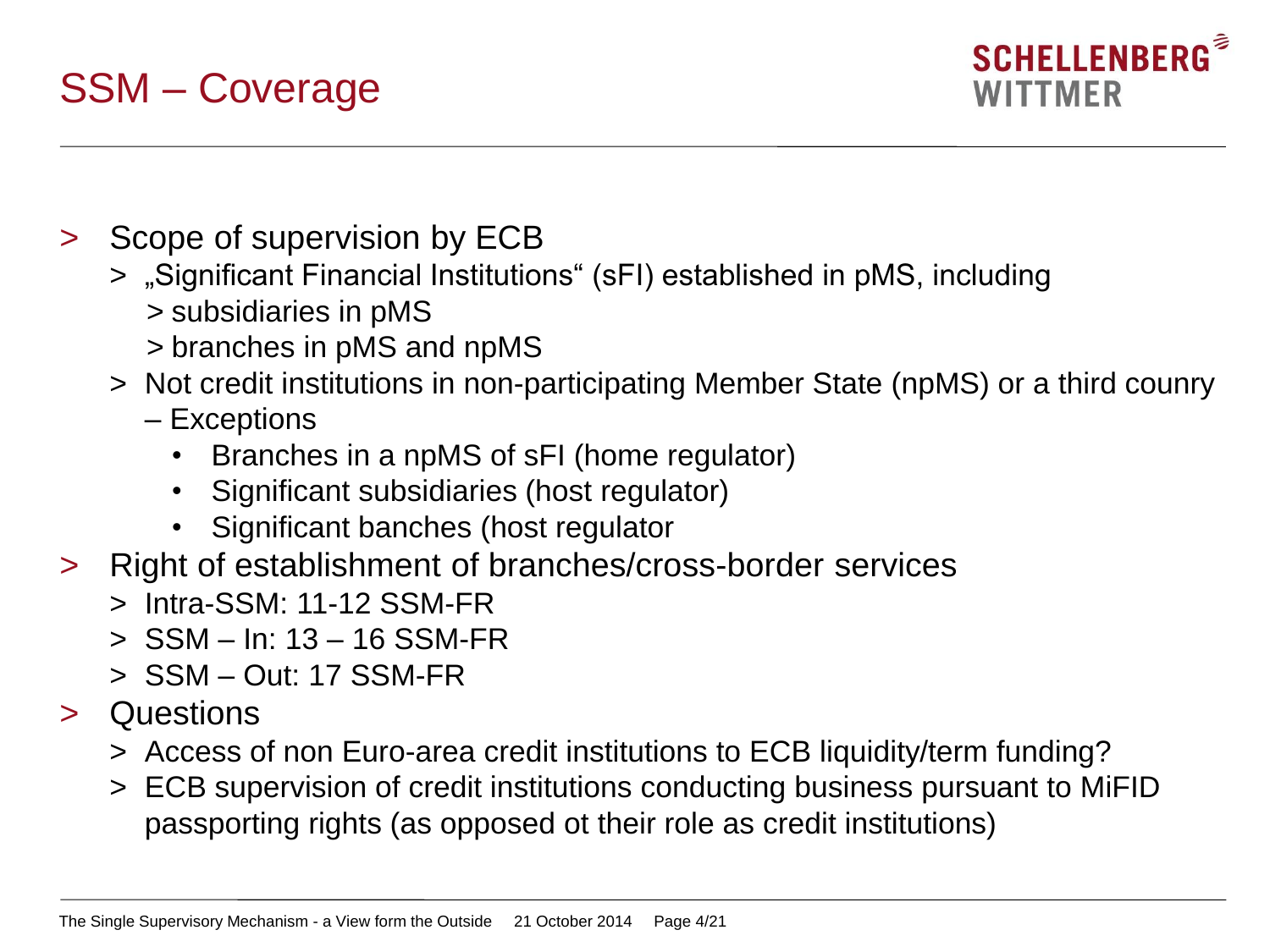# SSM – Coverage

- Scope of supervision by ECB
  - „Significant Financial Institutions“ (sFI) established in pMS, including
    - subsidiaries in pMS
    - branches in pMS and npMS
  - Not credit institutions in non-participating Member State (npMS) or a third coun­y
    - Exceptions
      - Branches in a npMS of sFI (home regulator)
      - Significant subsidiaries (host regulator)
      - Significant banches (host regulator
- Right of establishment of branches/cross-border services
  - Intra-SSM: 11-12 SSM-FR
  - SSM – In: 13 – 16 SSM-FR
  - SSM – Out: 17 SSM-FR
- Questions
  - Access of non Euro-area credit institutions to ECB liquidity/term funding?
  - ECB supervision of credit institutions conducting business pursuant to MiFID passporting rights (as opposed ot their role as credit institutions)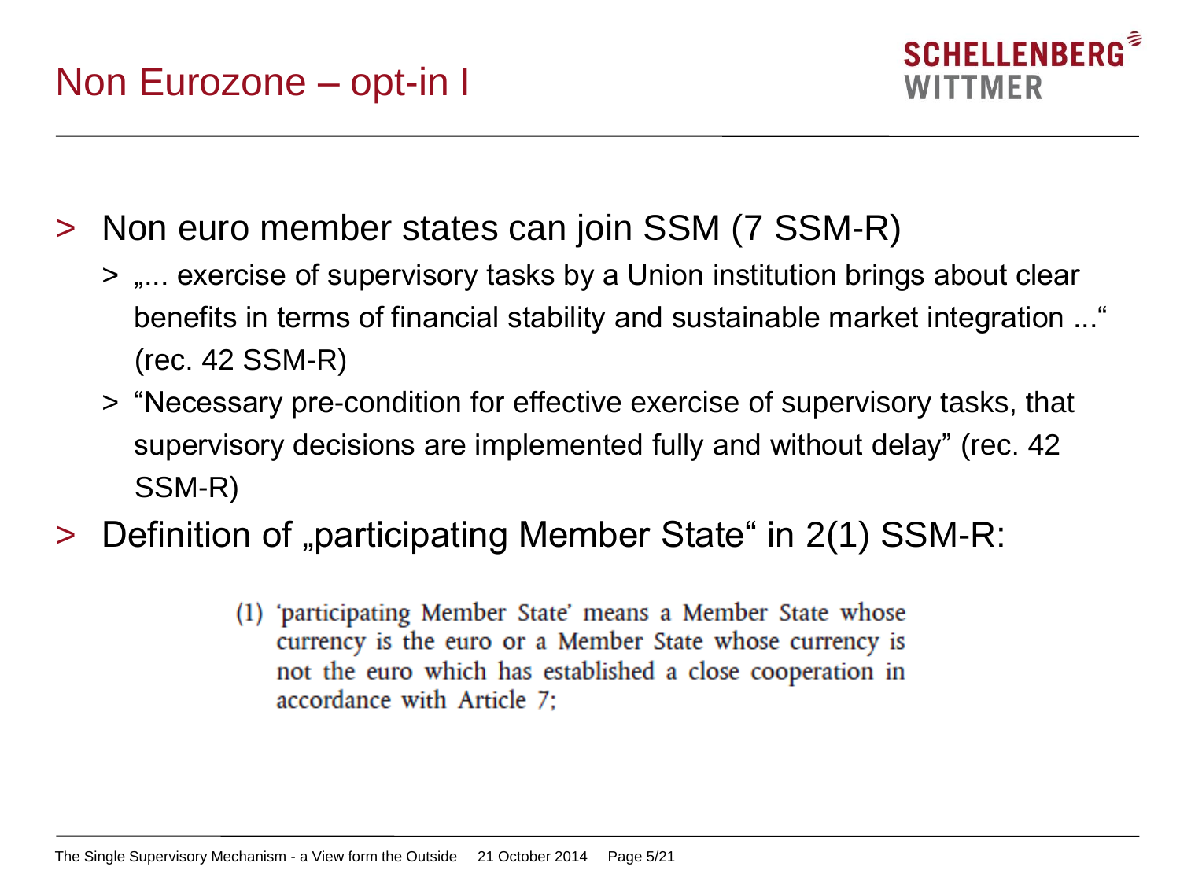# Non Eurozone – opt-in I

- Non euro member states can join SSM (7 SSM-R)
  - „... exercise of supervisory tasks by a Union institution brings about clear benefits in terms of financial stability and sustainable market integration ..." (rec. 42 SSM-R)
  - "Necessary pre-condition for effective exercise of supervisory tasks, that supervisory decisions are implemented fully and without delay" (rec. 42 SSM-R)
- Definition of „participating Member State" in 2(1) SSM-R:

> (1) 'participating Member State' means a Member State whose currency is the euro or a Member State whose currency is not the euro which has established a close cooperation in accordance with Article 7;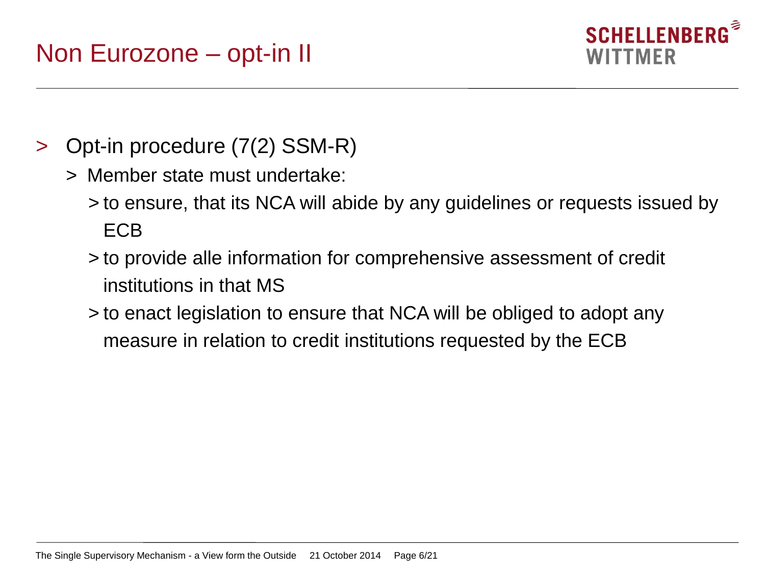# Non Eurozone – opt-in II

- Opt-in procedure (7(2) SSM-R)
  - Member state must undertake:
    - to ensure, that its NCA will abide by any guidelines or requests issued by ECB
    - to provide alle information for comprehensive assessment of credit institutions in that MS
    - to enact legislation to ensure that NCA will be obliged to adopt any measure in relation to credit institutions requested by the ECB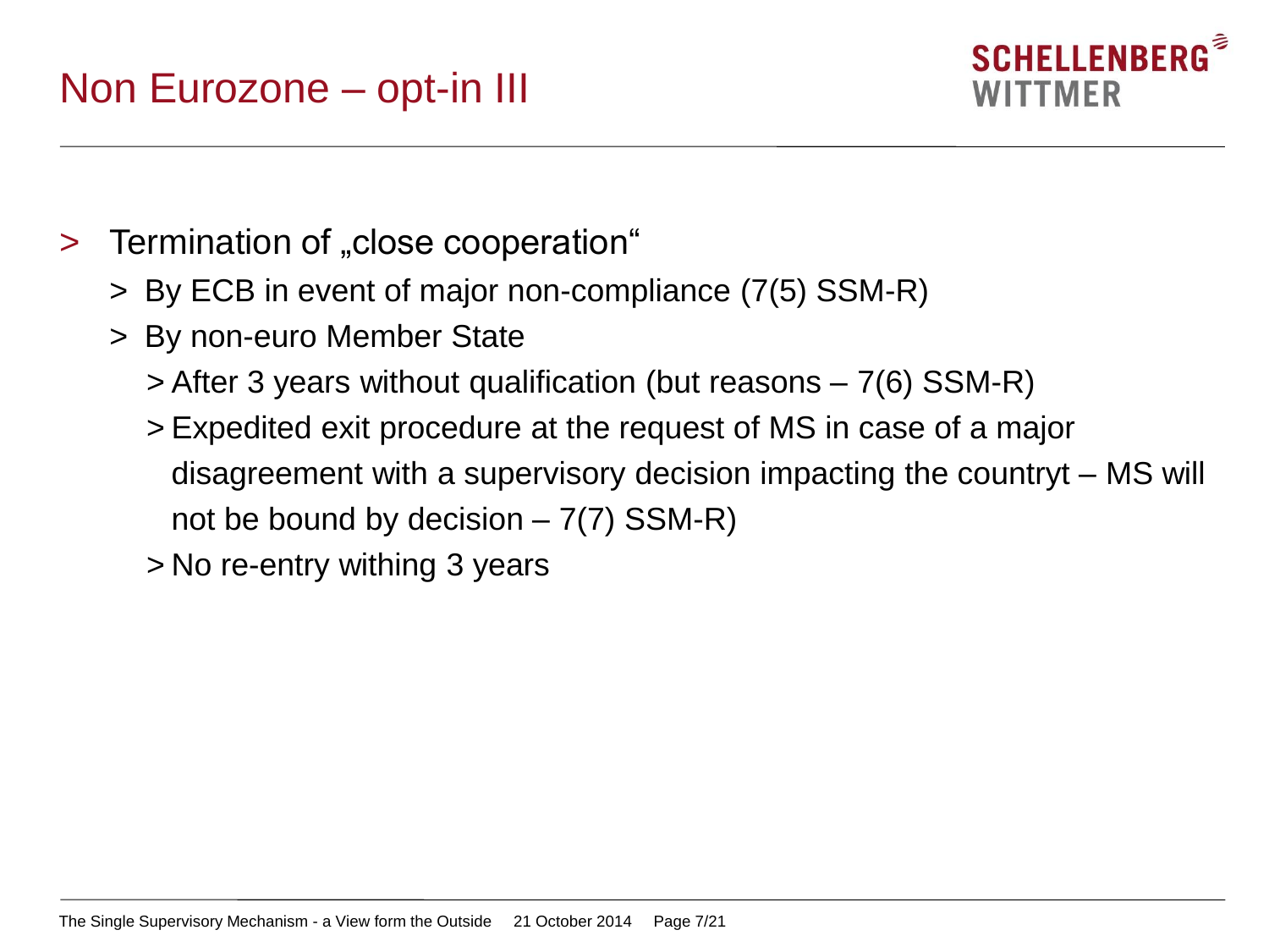# Non Eurozone – opt-in III

- Termination of „close cooperation"
  - By ECB in event of major non-compliance (7(5) SSM-R)
  - By non-euro Member State
    - After 3 years without qualification (but reasons – 7(6) SSM-R)
    - Expedited exit procedure at the request of MS in case of a major disagreement with a supervisory decision impacting the countryt – MS will not be bound by decision – 7(7) SSM-R)
    - No re-entry withing 3 years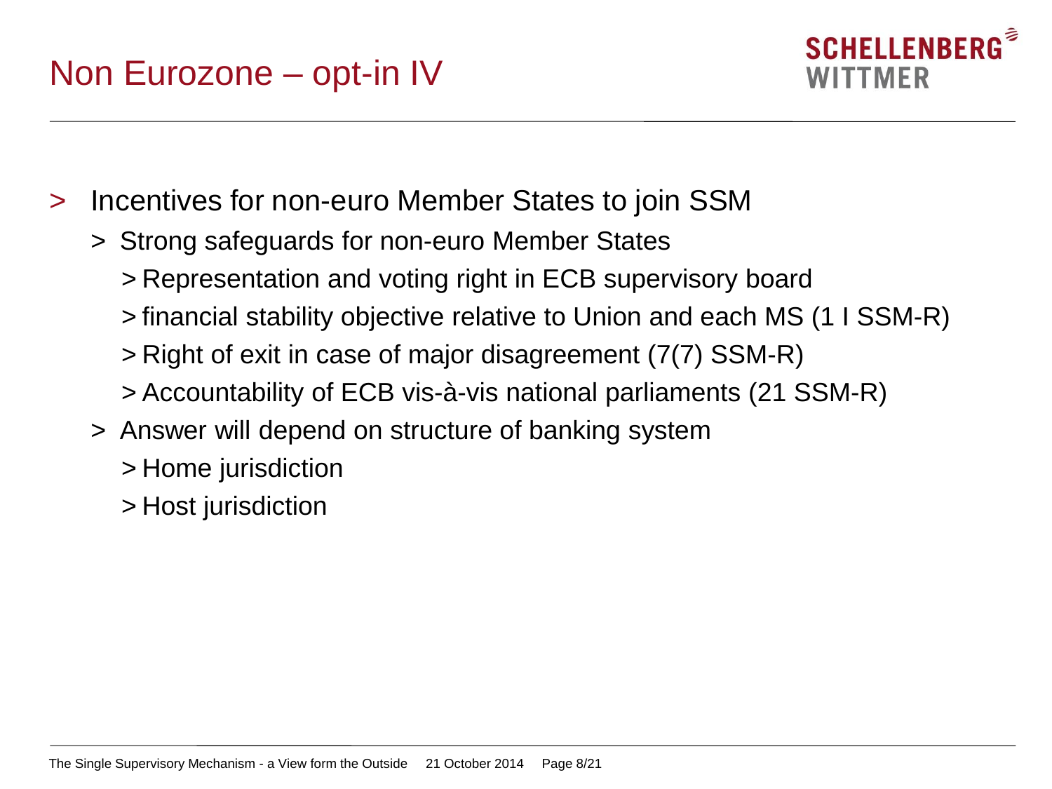# Non Eurozone – opt-in IV

- Incentives for non-euro Member States to join SSM
  - Strong safeguards for non-euro Member States
    - Representation and voting right in ECB supervisory board
    - financial stability objective relative to Union and each MS (1 I SSM-R)
    - Right of exit in case of major disagreement (7(7) SSM-R)
    - Accountability of ECB vis-à-vis national parliaments (21 SSM-R)
  - Answer will depend on structure of banking system
    - Home jurisdiction
    - Host jurisdiction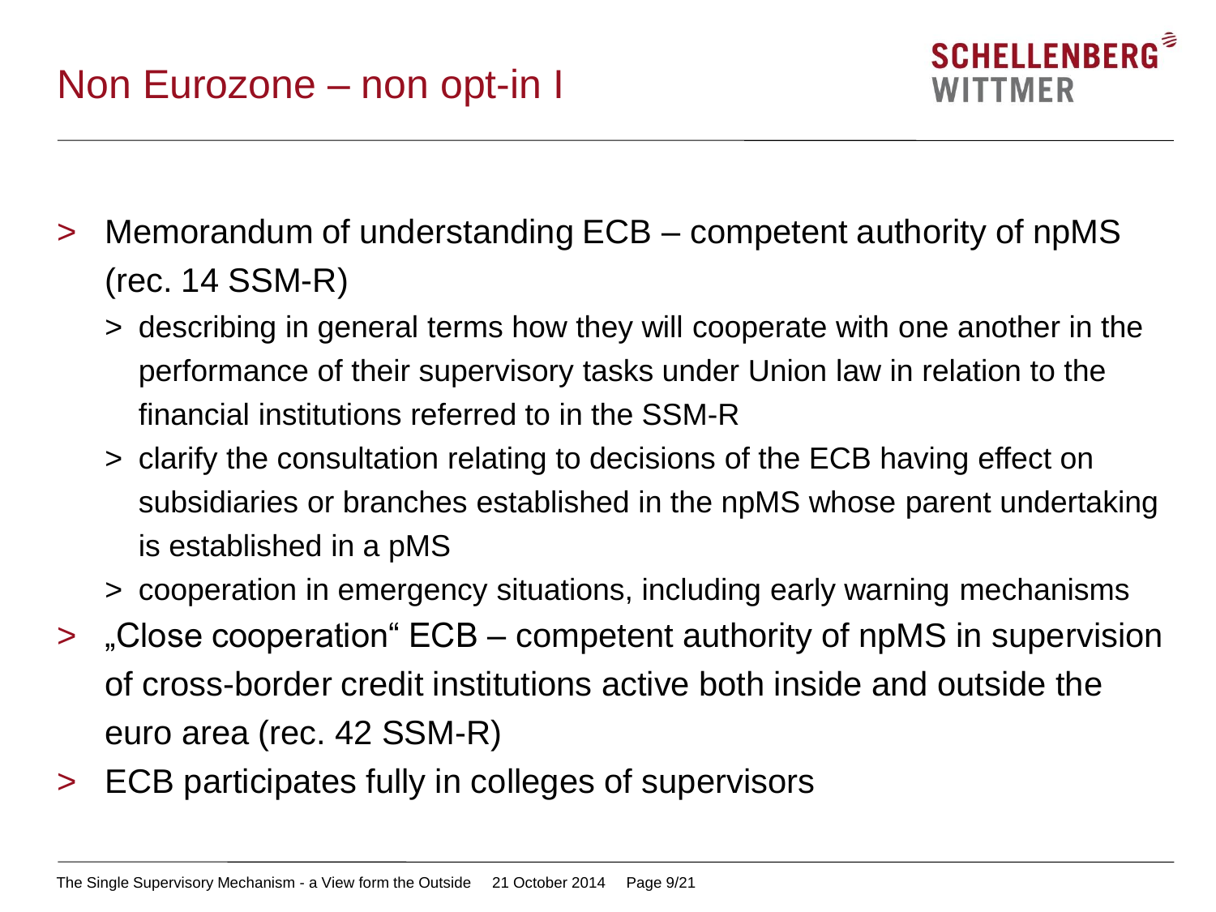# Non Eurozone – non opt-in I

- Memorandum of understanding ECB – competent authority of npMS (rec. 14 SSM-R)
  - describing in general terms how they will cooperate with one another in the performance of their supervisory tasks under Union law in relation to the financial institutions referred to in the SSM-R
  - clarify the consultation relating to decisions of the ECB having effect on subsidiaries or branches established in the npMS whose parent undertaking is established in a pMS
  - cooperation in emergency situations, including early warning mechanisms
- „Close cooperation" ECB – competent authority of npMS in supervision of cross-border credit institutions active both inside and outside the euro area (rec. 42 SSM-R)
- ECB participates fully in colleges of supervisors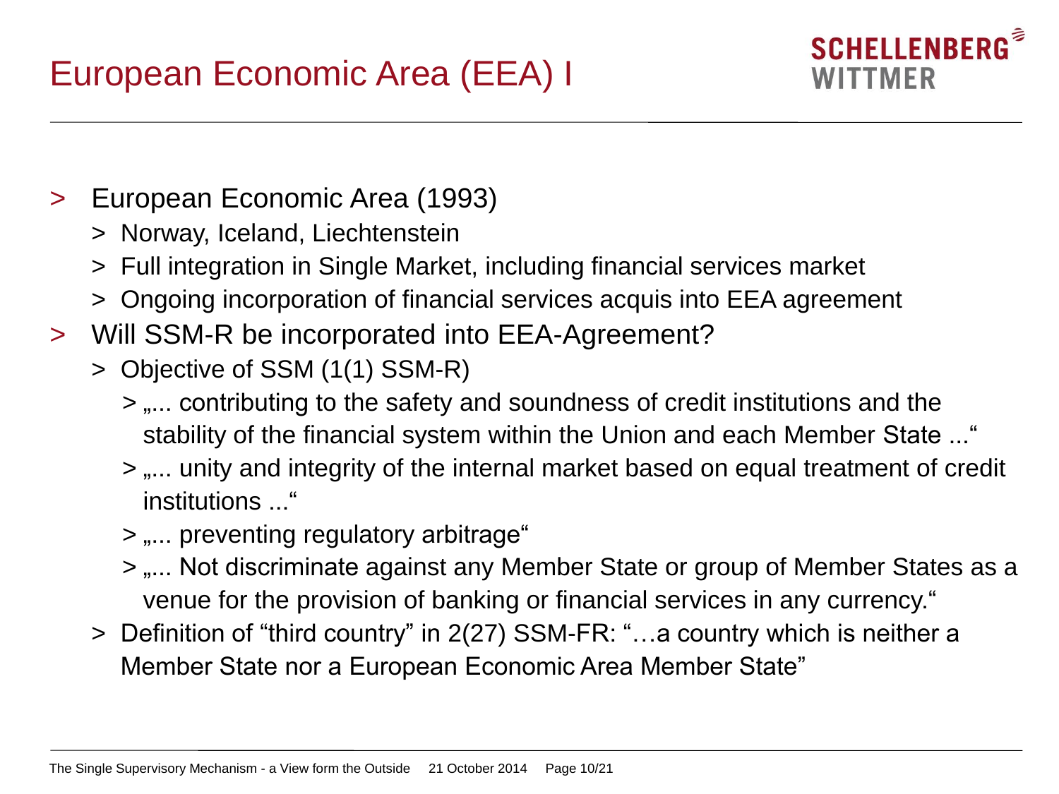# European Economic Area (EEA) I

- European Economic Area (1993)
  - Norway, Iceland, Liechtenstein
  - Full integration in Single Market, including financial services market
  - Ongoing incorporation of financial services acquis into EEA agreement
- Will SSM-R be incorporated into EEA-Agreement?
  - Objective of SSM (1(1) SSM-R)
    - „... contributing to the safety and soundness of credit institutions and the stability of the financial system within the Union and each Member State ..."
    - „... unity and integrity of the internal market based on equal treatment of credit institutions ..."
    - „... preventing regulatory arbitrage"
    - „... Not discriminate against any Member State or group of Member States as a venue for the provision of banking or financial services in any currency."
  - Definition of "third country" in 2(27) SSM-FR: "…a country which is neither a Member State nor a European Economic Area Member State"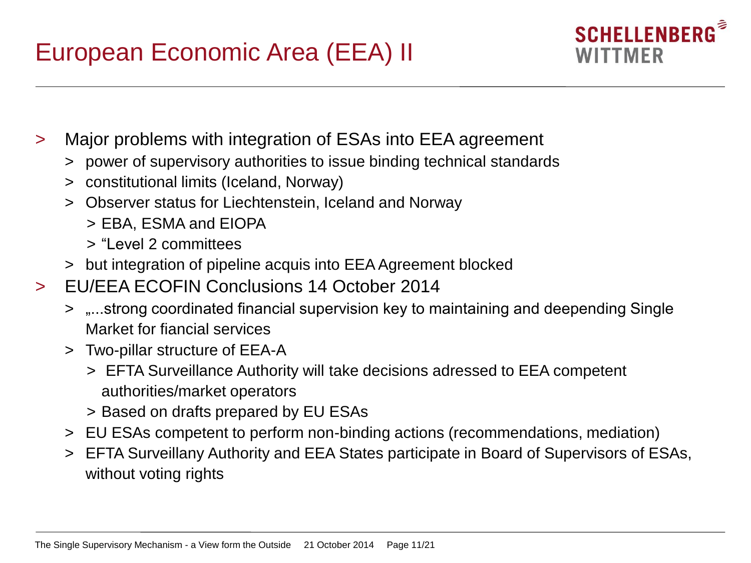# European Economic Area (EEA) II

- Major problems with integration of ESAs into EEA agreement
  - power of supervisory authorities to issue binding technical standards
  - constitutional limits (Iceland, Norway)
  - Observer status for Liechtenstein, Iceland and Norway
    - EBA, ESMA and EIOPA
    - "Level 2 committees
  - but integration of pipeline acquis into EEA Agreement blocked
- EU/EEA ECOFIN Conclusions 14 October 2014
  - „...strong coordinated financial supervision key to maintaining and deepending Single Market for fiancial services
  - Two-pillar structure of EEA-A
    - EFTA Surveillance Authority will take decisions adressed to EEA competent authorities/market operators
    - Based on drafts prepared by EU ESAs
  - EU ESAs competent to perform non-binding actions (recommendations, mediation)
  - EFTA Surveillany Authority and EEA States participate in Board of Supervisors of ESAs, without voting rights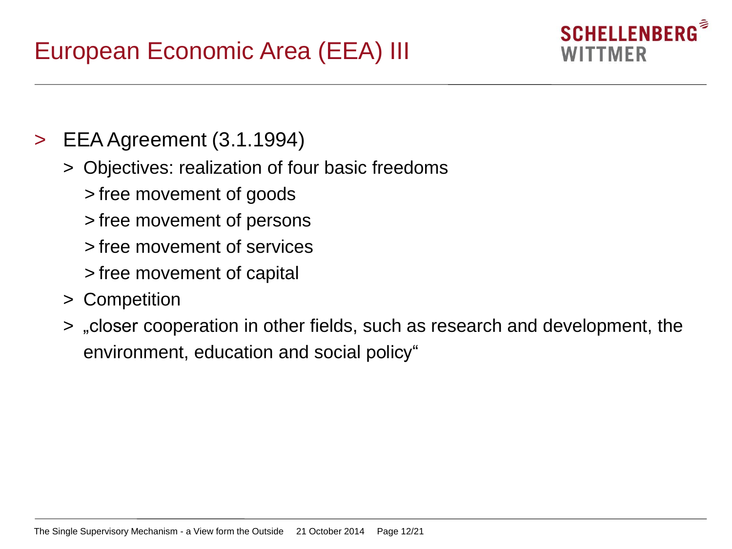# European Economic Area (EEA) III

- EEA Agreement (3.1.1994)
  - Objectives: realization of four basic freedoms
    - free movement of goods
    - free movement of persons
    - free movement of services
    - free movement of capital
  - Competition
  - „closer cooperation in other fields, such as research and development, the environment, education and social policy“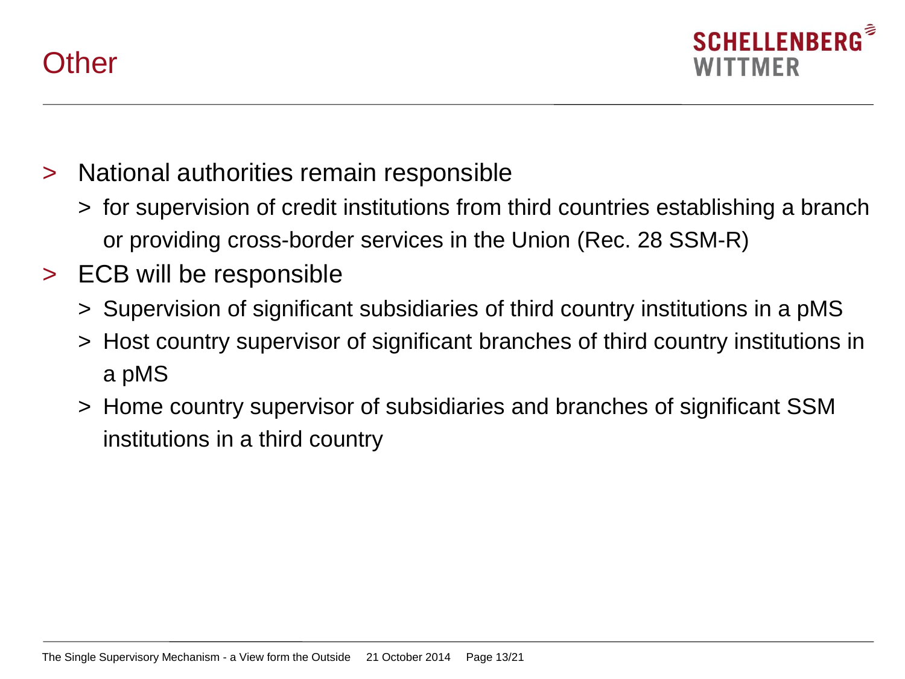# Other

- National authorities remain responsible
  - for supervision of credit institutions from third countries establishing a branch or providing cross-border services in the Union (Rec. 28 SSM-R)
- ECB will be responsible
  - Supervision of significant subsidiaries of third country institutions in a pMS
  - Host country supervisor of significant branches of third country institutions in a pMS
  - Home country supervisor of subsidiaries and branches of significant SSM institutions in a third country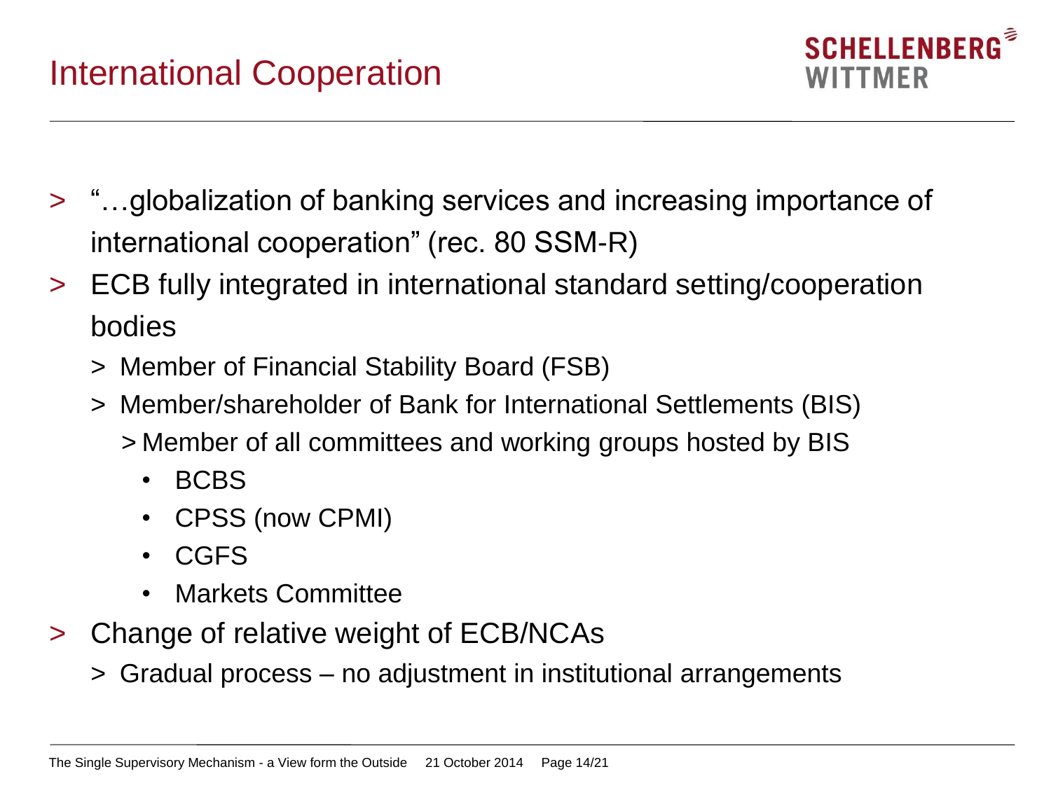# International Cooperation

- "…globalization of banking services and increasing importance of international cooperation" (rec. 80 SSM-R)
- ECB fully integrated in international standard setting/cooperation bodies
  - Member of Financial Stability Board (FSB)
  - Member/shareholder of Bank for International Settlements (BIS)
    - Member of all committees and working groups hosted by BIS
      - BCBS
      - CPSS (now CPMI)
      - CGFS
      - Markets Committee
- Change of relative weight of ECB/NCAs
  - Gradual process – no adjustment in institutional arrangements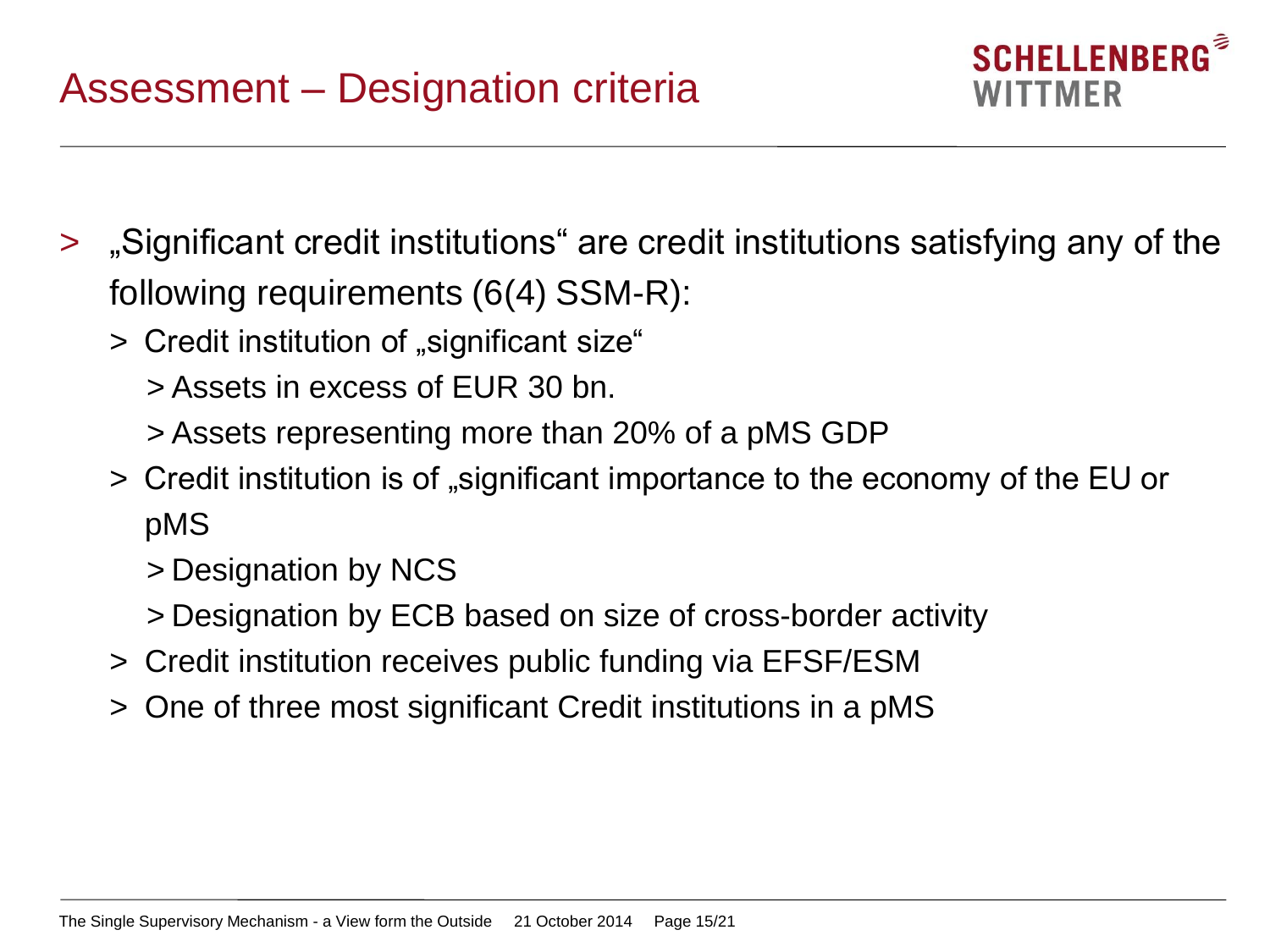# Assessment – Designation criteria

- „Significant credit institutions“ are credit institutions satisfying any of the following requirements (6(4) SSM-R):
  - Credit institution of „significant size“
    - Assets in excess of EUR 30 bn.
    - Assets representing more than 20% of a pMS GDP
  - Credit institution is of „significant importance to the economy of the EU or pMS
    - Designation by NCS
    - Designation by ECB based on size of cross-border activity
  - Credit institution receives public funding via EFSF/ESM
  - One of three most significant Credit institutions in a pMS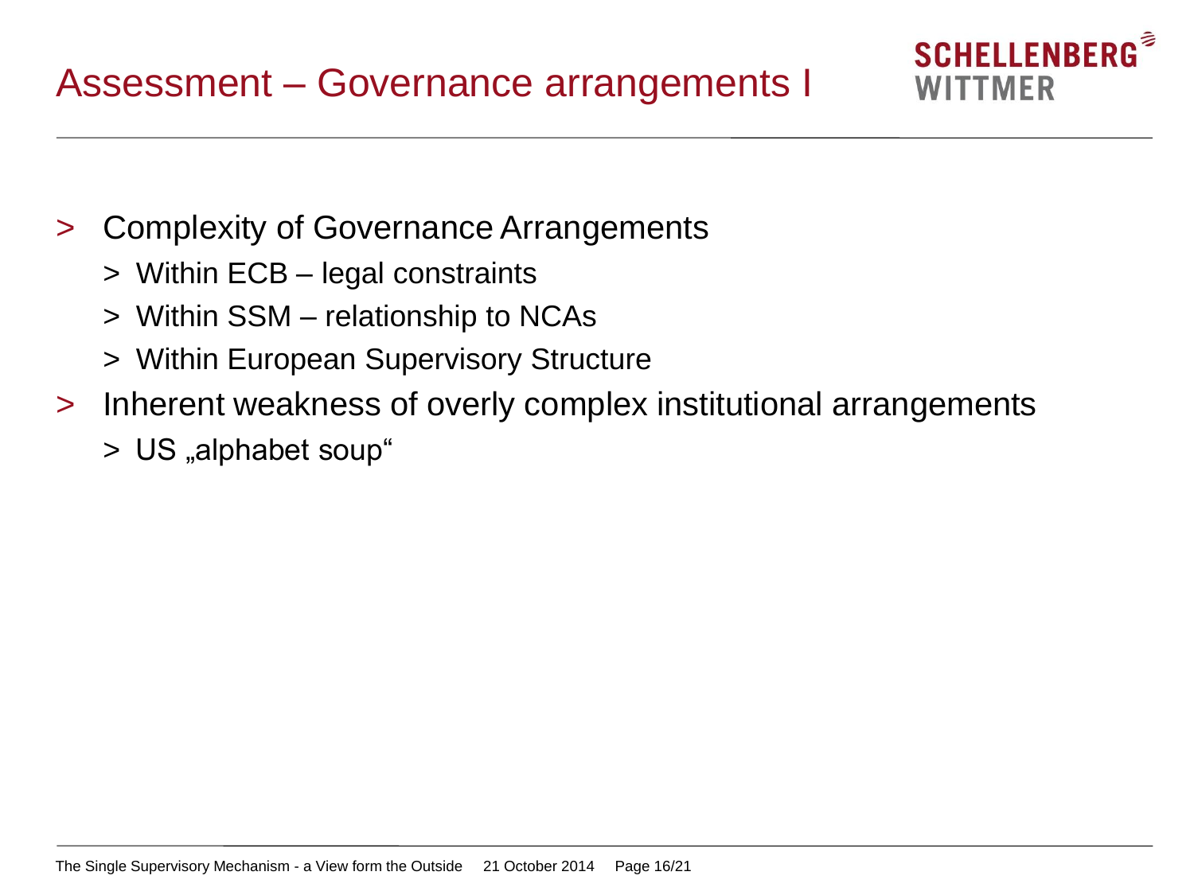# Assessment – Governance arrangements I

- Complexity of Governance Arrangements
  - Within ECB – legal constraints
  - Within SSM – relationship to NCAs
  - Within European Supervisory Structure
- Inherent weakness of overly complex institutional arrangements
  - US „alphabet soup“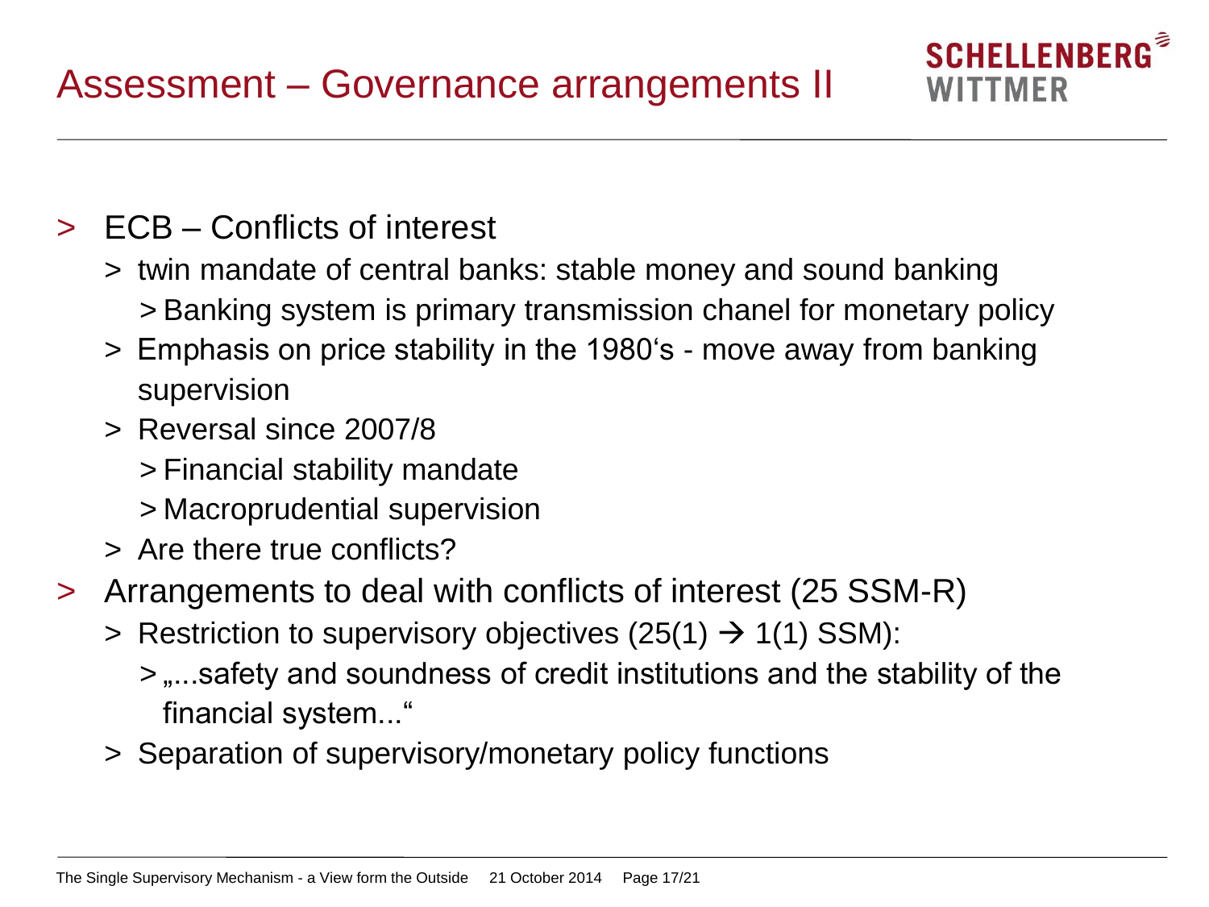# Assessment – Governance arrangements II

- ECB – Conflicts of interest
  - twin mandate of central banks: stable money and sound banking
    - Banking system is primary transmission chanel for monetary policy
  - Emphasis on price stability in the 1980's - move away from banking supervision
  - Reversal since 2007/8
    - Financial stability mandate
    - Macroprudential supervision
  - Are there true conflicts?
- Arrangements to deal with conflicts of interest (25 SSM-R)
  - Restriction to supervisory objectives (25(1) → 1(1) SSM):
    - „...safety and soundness of credit institutions and the stability of the financial system..."
  - Separation of supervisory/monetary policy functions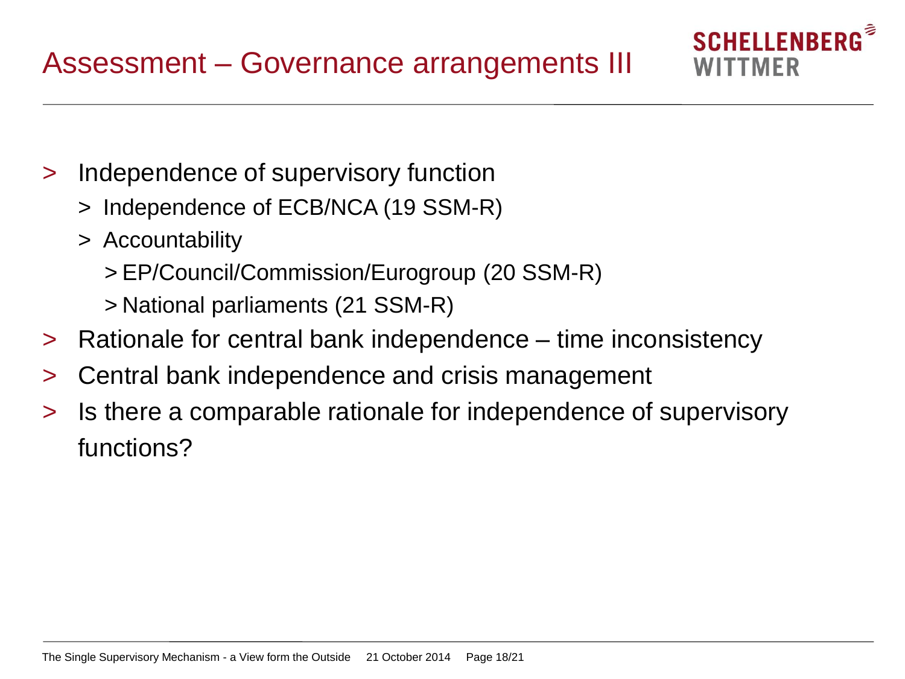# Assessment – Governance arrangements III

- Independence of supervisory function
  - Independence of ECB/NCA (19 SSM-R)
  - Accountability
    - EP/Council/Commission/Eurogroup (20 SSM-R)
    - National parliaments (21 SSM-R)
- Rationale for central bank independence – time inconsistency
- Central bank independence and crisis management
- Is there a comparable rationale for independence of supervisory functions?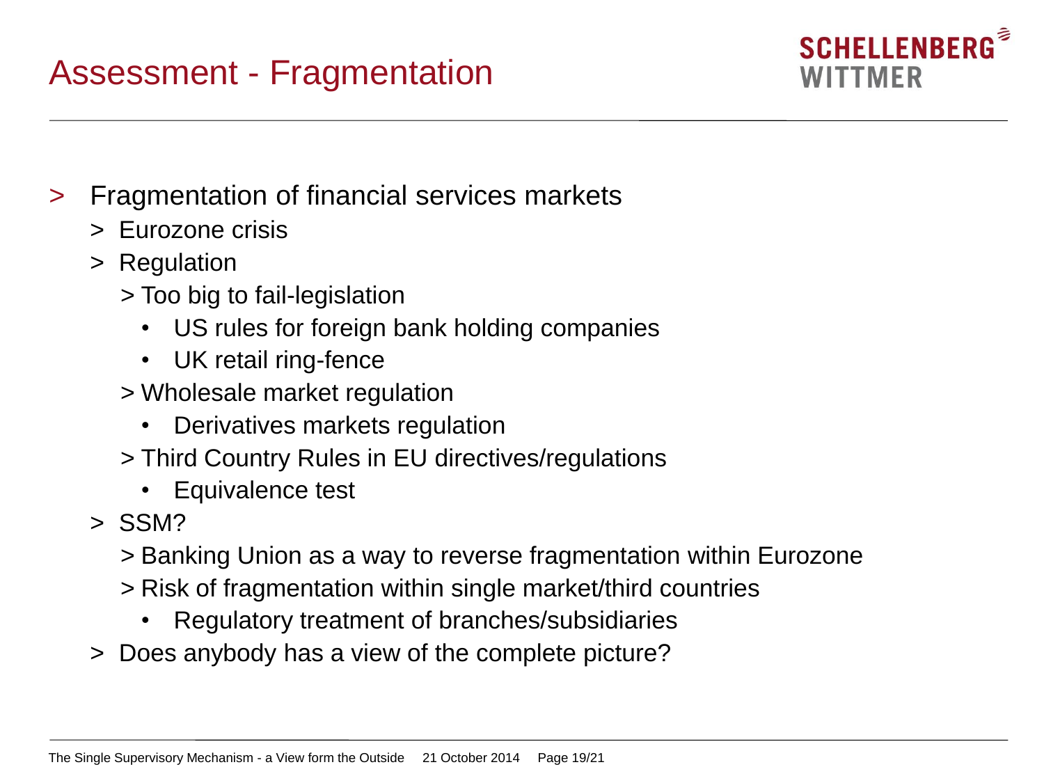# Assessment - Fragmentation

- Fragmentation of financial services markets
  - Eurozone crisis
  - Regulation
    - Too big to fail-legislation
      - US rules for foreign bank holding companies
      - UK retail ring-fence
    - Wholesale market regulation
      - Derivatives markets regulation
    - Third Country Rules in EU directives/regulations
      - Equivalence test
  - SSM?
    - Banking Union as a way to reverse fragmentation within Eurozone
    - Risk of fragmentation within single market/third countries
      - Regulatory treatment of branches/subsidiaries
  - Does anybody has a view of the complete picture?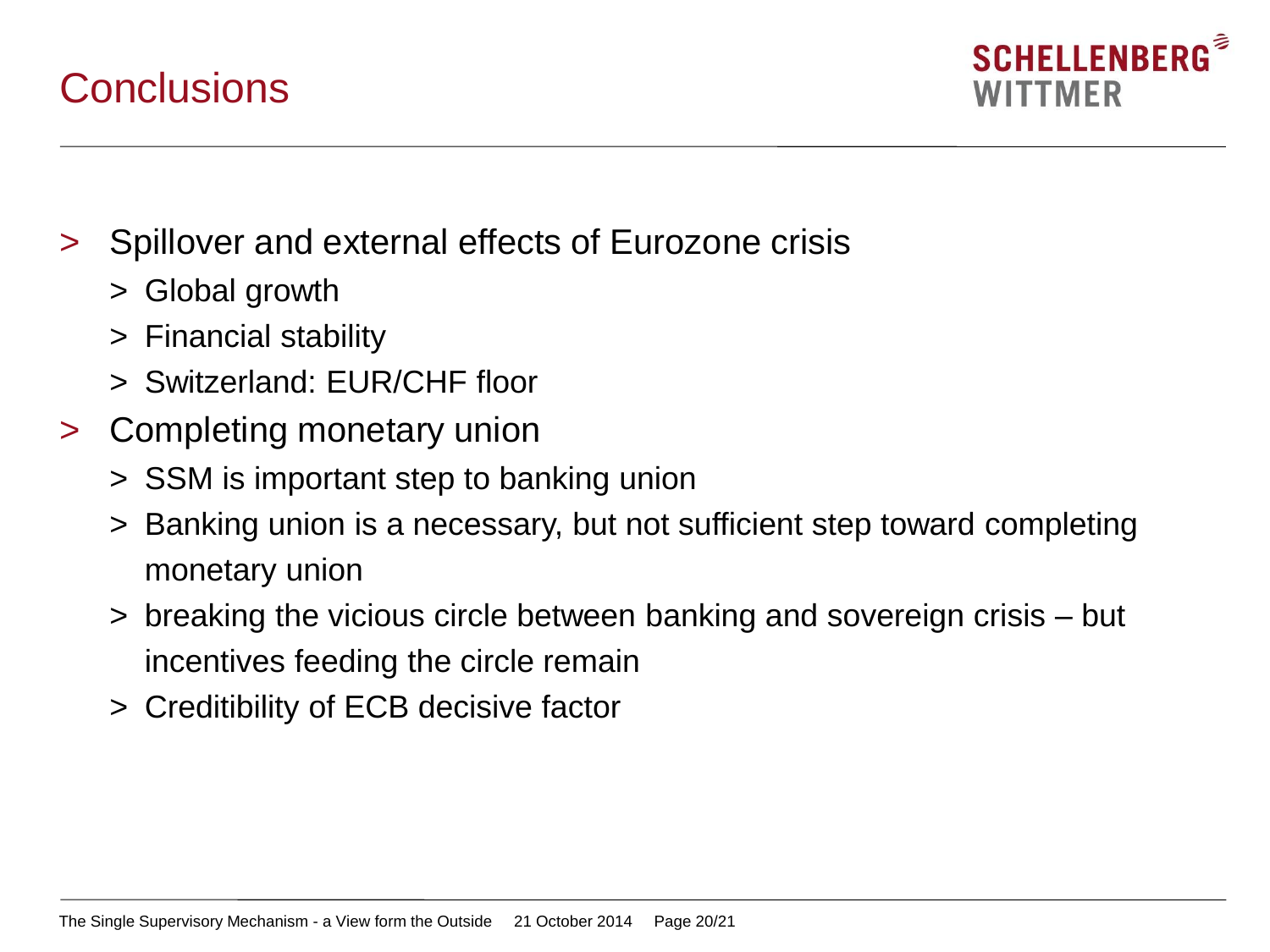# Conclusions

- Spillover and external effects of Eurozone crisis
  - Global growth
  - Financial stability
  - Switzerland: EUR/CHF floor
- Completing monetary union
  - SSM is important step to banking union
  - Banking union is a necessary, but not sufficient step toward completing monetary union
  - breaking the vicious circle between banking and sovereign crisis – but incentives feeding the circle remain
  - Creditibility of ECB decisive factor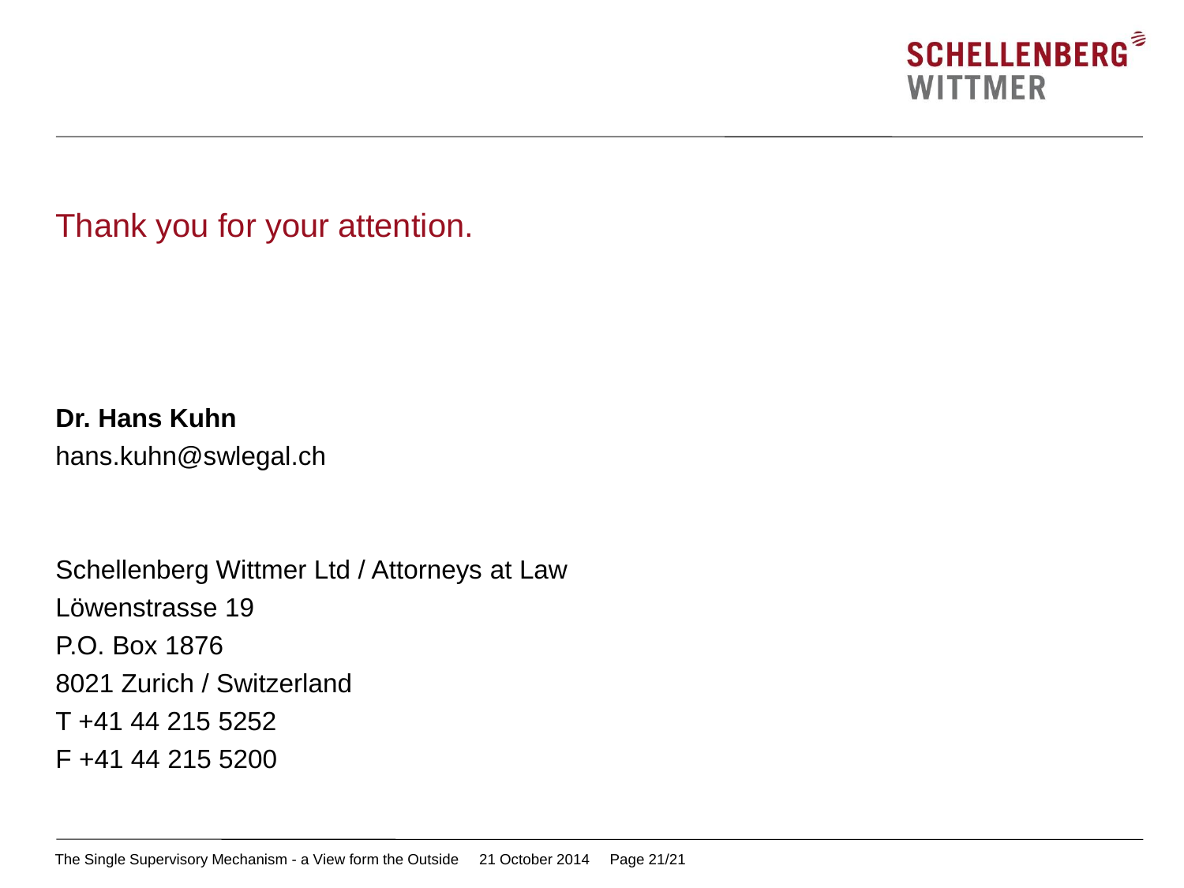SCHELLENBERG WITTMER

## Thank you for your attention.

**Dr. Hans Kuhn**
hans.kuhn@swlegal.ch

Schellenberg Wittmer Ltd / Attorneys at Law
Löwenstrasse 19
P.O. Box 1876
8021 Zurich / Switzerland
T +41 44 215 5252
F +41 44 215 5200